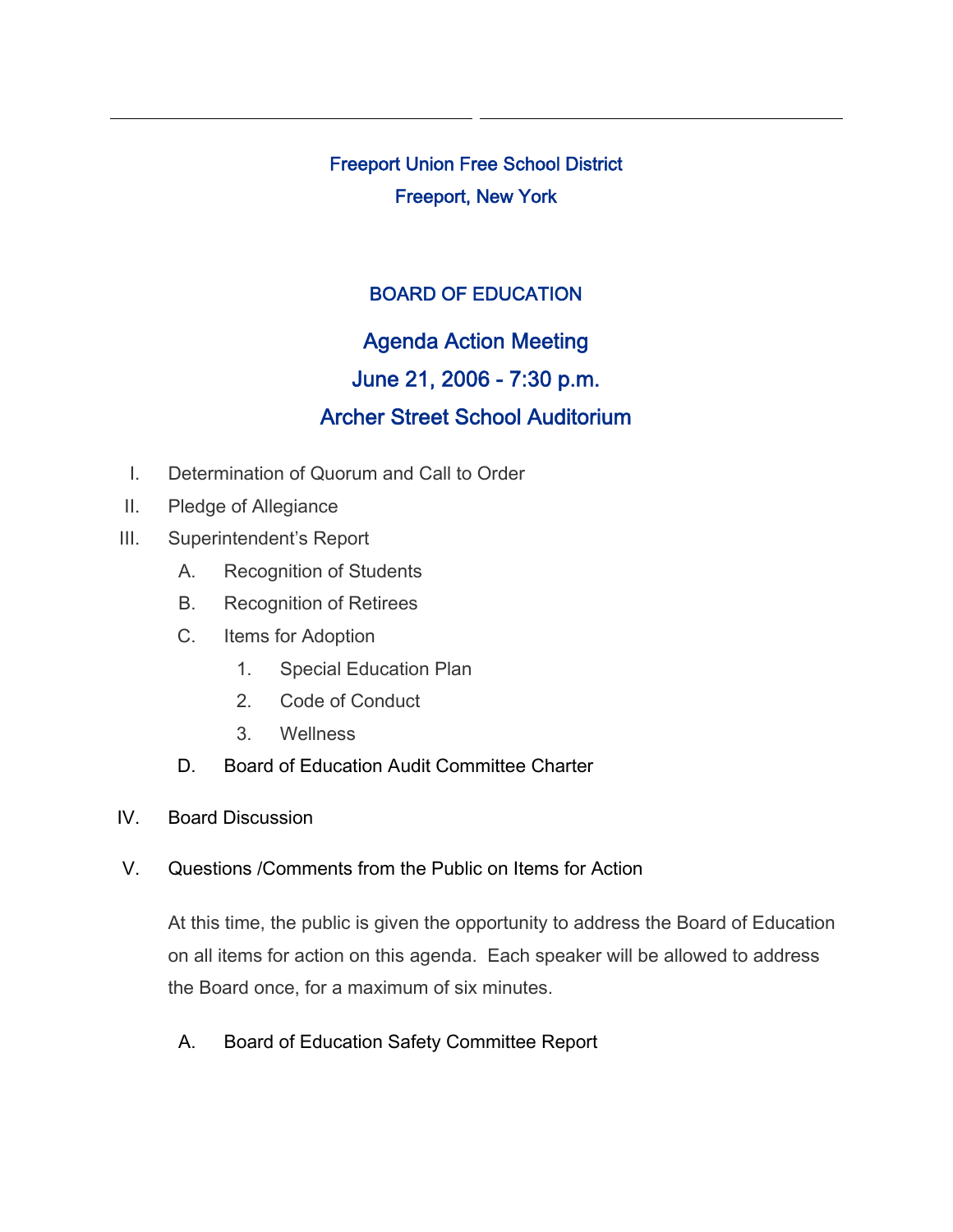# Freeport Union Free School District

## Freeport, New York

## BOARD OF EDUCATION

## Agenda Action Meeting

## June 21, 2006 - 7:30 p.m.

## Archer Street School Auditorium

I. Determination of Quorum and Call to Order

II. Pledge of Allegiance

III. Superintendent's Report

   A. Recognition of Students

   B. Recognition of Retirees

   C. Items for Adoption

      1. Special Education Plan

      2. Code of Conduct

      3. Wellness

   D. Board of Education Audit Committee Charter

IV. Board Discussion

V. Questions /Comments from the Public on Items for Action

   At this time, the public is given the opportunity to address the Board of Education on all items for action on this agenda. Each speaker will be allowed to address the Board once, for a maximum of six minutes.

   A. Board of Education Safety Committee Report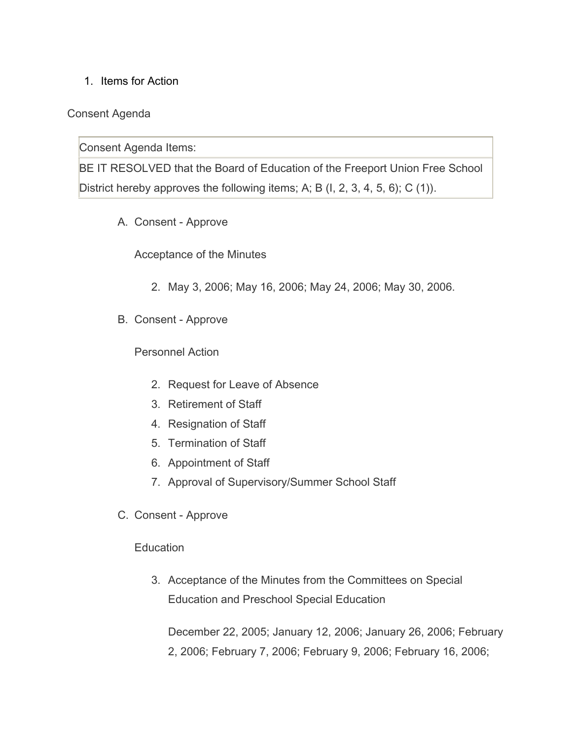1. Items for Action

Consent Agenda

| Consent Agenda Items: |
|---|
| BE IT RESOLVED that the Board of Education of the Freeport Union Free School District hereby approves the following items; A; B (I, 2, 3, 4, 5, 6); C (1)). |

A. Consent - Approve

   Acceptance of the Minutes

   2. May 3, 2006; May 16, 2006; May 24, 2006; May 30, 2006.

B. Consent - Approve

   Personnel Action

   2. Request for Leave of Absence
   3. Retirement of Staff
   4. Resignation of Staff
   5. Termination of Staff
   6. Appointment of Staff
   7. Approval of Supervisory/Summer School Staff

C. Consent - Approve

   Education

   3. Acceptance of the Minutes from the Committees on Special Education and Preschool Special Education

      December 22, 2005; January 12, 2006; January 26, 2006; February 2, 2006; February 7, 2006; February 9, 2006; February 16, 2006;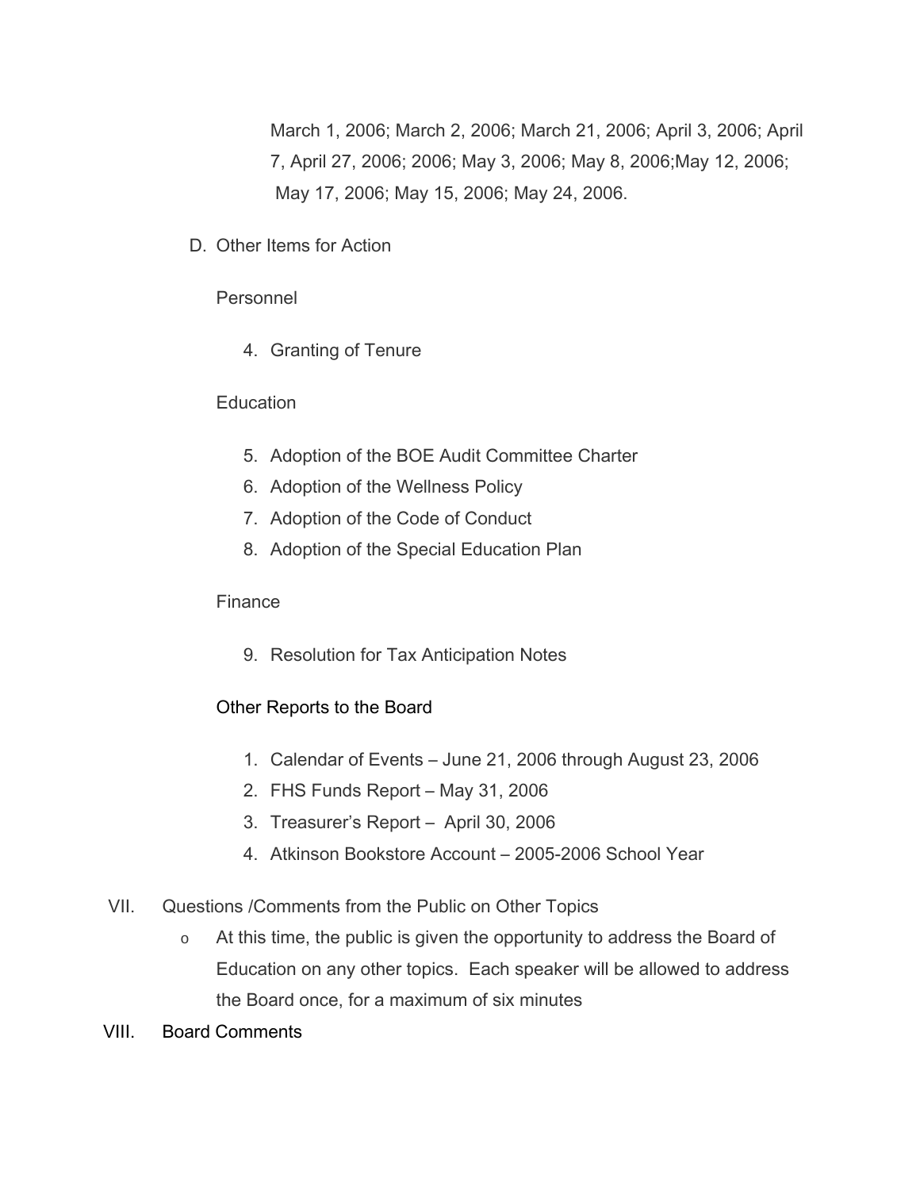March 1, 2006; March 2, 2006; March 21, 2006; April 3, 2006; April 7, April 27, 2006; 2006; May 3, 2006; May 8, 2006;May 12, 2006; May 17, 2006; May 15, 2006; May 24, 2006.

D. Other Items for Action

Personnel

4. Granting of Tenure

Education

5. Adoption of the BOE Audit Committee Charter
6. Adoption of the Wellness Policy
7. Adoption of the Code of Conduct
8. Adoption of the Special Education Plan

Finance

9. Resolution for Tax Anticipation Notes

Other Reports to the Board

1. Calendar of Events – June 21, 2006 through August 23, 2006
2. FHS Funds Report – May 31, 2006
3. Treasurer's Report – April 30, 2006
4. Atkinson Bookstore Account – 2005-2006 School Year

VII. Questions /Comments from the Public on Other Topics

- At this time, the public is given the opportunity to address the Board of Education on any other topics. Each speaker will be allowed to address the Board once, for a maximum of six minutes

VIII. Board Comments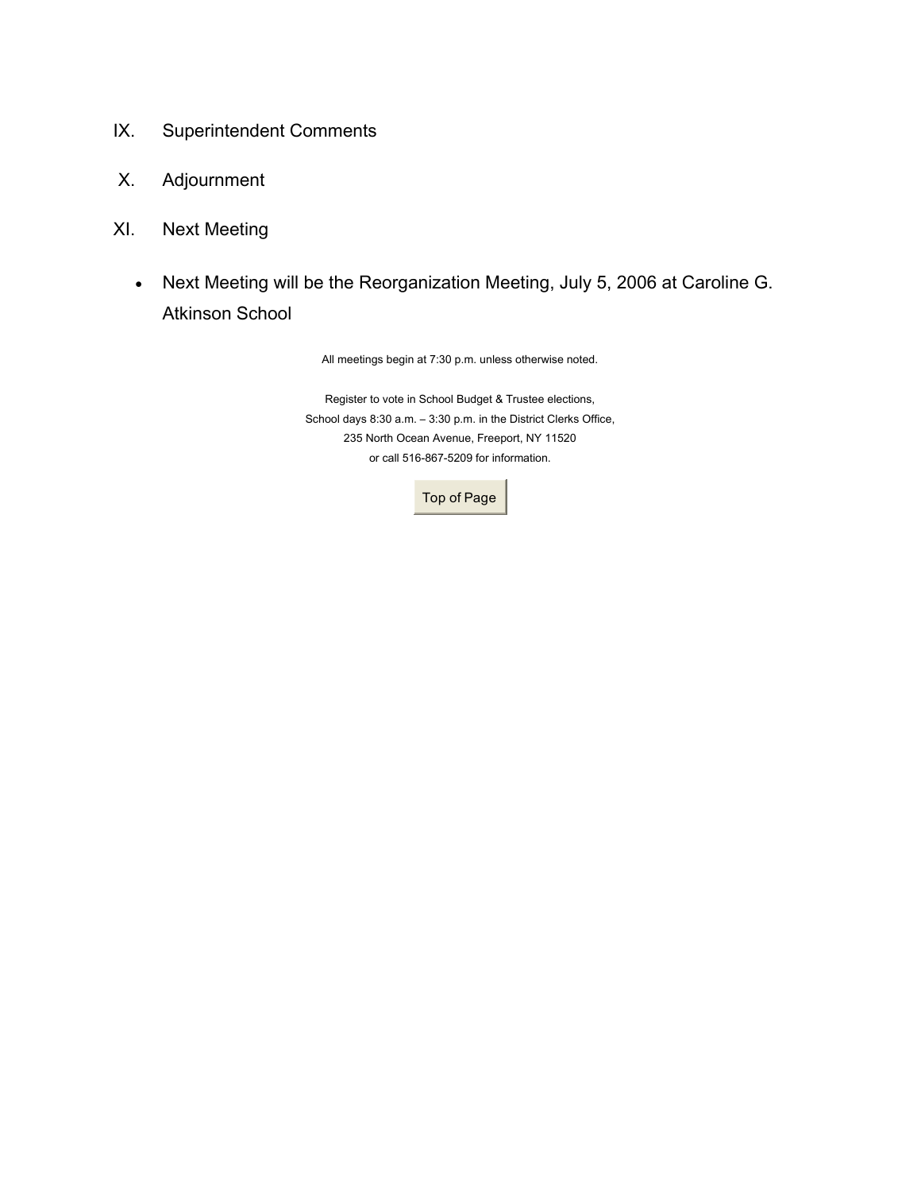IX. Superintendent Comments

X. Adjournment

XI. Next Meeting

- Next Meeting will be the Reorganization Meeting, July 5, 2006 at Caroline G. Atkinson School

All meetings begin at 7:30 p.m. unless otherwise noted.

Register to vote in School Budget & Trustee elections,
School days 8:30 a.m. – 3:30 p.m. in the District Clerks Office,
235 North Ocean Avenue, Freeport, NY 11520
or call 516-867-5209 for information.

Top of Page